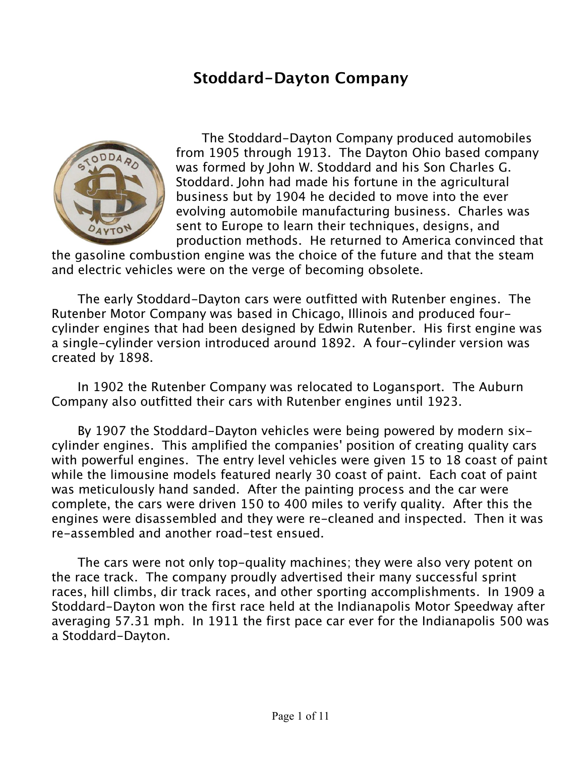# Stoddard-Dayton Company

The Stoddard-Dayton Company produced automobiles from 1905 through 1913. The Dayton Ohio based company was formed by John W. Stoddard and his Son Charles G. Stoddard. John had made his fortune in the agricultural business but by 1904 he decided to move into the ever evolving automobile manufacturing business. Charles was sent to Europe to learn their techniques, designs, and production methods. He returned to America convinced that the gasoline combustion engine was the choice of the future and that the steam and electric vehicles were on the verge of becoming obsolete.

The early Stoddard-Dayton cars were outfitted with Rutenber engines. The Rutenber Motor Company was based in Chicago, Illinois and produced four-cylinder engines that had been designed by Edwin Rutenber. His first engine was a single-cylinder version introduced around 1892. A four-cylinder version was created by 1898.

In 1902 the Rutenber Company was relocated to Logansport. The Auburn Company also outfitted their cars with Rutenber engines until 1923.

By 1907 the Stoddard-Dayton vehicles were being powered by modern six-cylinder engines. This amplified the companies' position of creating quality cars with powerful engines. The entry level vehicles were given 15 to 18 coast of paint while the limousine models featured nearly 30 coast of paint. Each coat of paint was meticulously hand sanded. After the painting process and the car were complete, the cars were driven 150 to 400 miles to verify quality. After this the engines were disassembled and they were re-cleaned and inspected. Then it was re-assembled and another road-test ensued.

The cars were not only top-quality machines; they were also very potent on the race track. The company proudly advertised their many successful sprint races, hill climbs, dir track races, and other sporting accomplishments. In 1909 a Stoddard-Dayton won the first race held at the Indianapolis Motor Speedway after averaging 57.31 mph. In 1911 the first pace car ever for the Indianapolis 500 was a Stoddard-Dayton.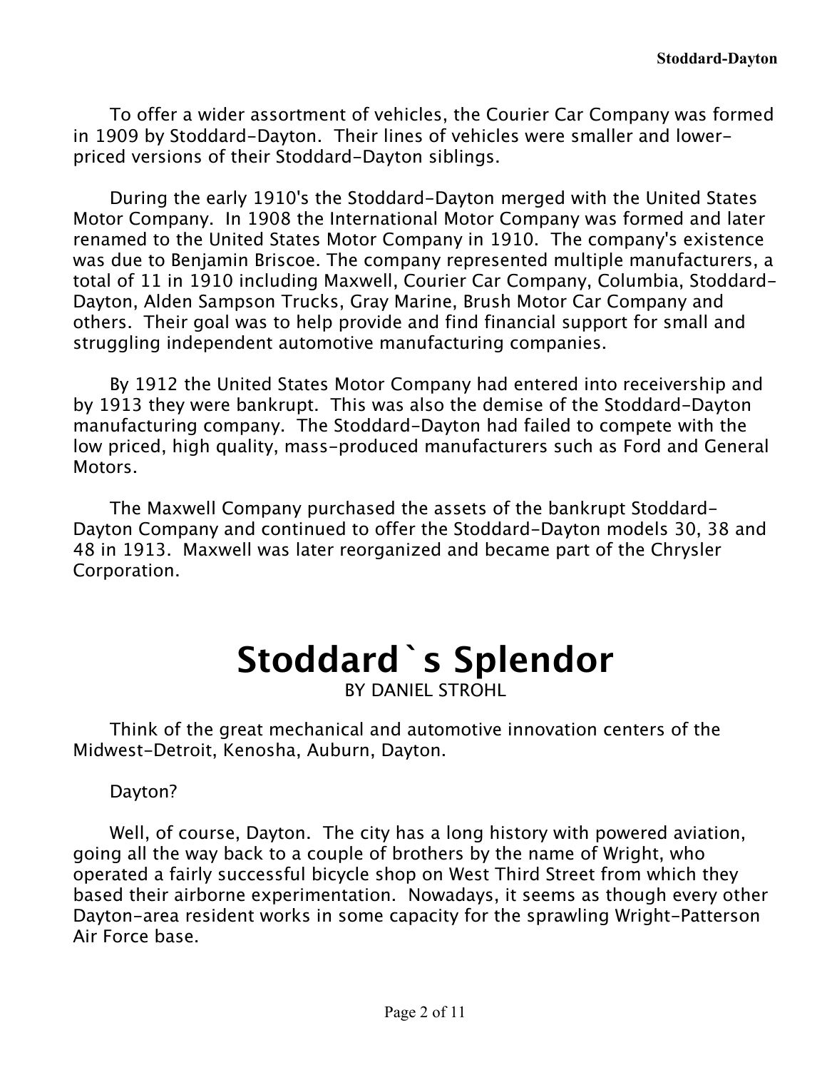To offer a wider assortment of vehicles, the Courier Car Company was formed in 1909 by Stoddard-Dayton. Their lines of vehicles were smaller and lower-priced versions of their Stoddard-Dayton siblings.

During the early 1910's the Stoddard-Dayton merged with the United States Motor Company. In 1908 the International Motor Company was formed and later renamed to the United States Motor Company in 1910. The company's existence was due to Benjamin Briscoe. The company represented multiple manufacturers, a total of 11 in 1910 including Maxwell, Courier Car Company, Columbia, Stoddard-Dayton, Alden Sampson Trucks, Gray Marine, Brush Motor Car Company and others. Their goal was to help provide and find financial support for small and struggling independent automotive manufacturing companies.

By 1912 the United States Motor Company had entered into receivership and by 1913 they were bankrupt. This was also the demise of the Stoddard-Dayton manufacturing company. The Stoddard-Dayton had failed to compete with the low priced, high quality, mass-produced manufacturers such as Ford and General Motors.

The Maxwell Company purchased the assets of the bankrupt Stoddard-Dayton Company and continued to offer the Stoddard-Dayton models 30, 38 and 48 in 1913. Maxwell was later reorganized and became part of the Chrysler Corporation.

# Stoddard`s Splendor

BY DANIEL STROHL

Think of the great mechanical and automotive innovation centers of the Midwest-Detroit, Kenosha, Auburn, Dayton.

Dayton?

Well, of course, Dayton. The city has a long history with powered aviation, going all the way back to a couple of brothers by the name of Wright, who operated a fairly successful bicycle shop on West Third Street from which they based their airborne experimentation. Nowadays, it seems as though every other Dayton-area resident works in some capacity for the sprawling Wright-Patterson Air Force base.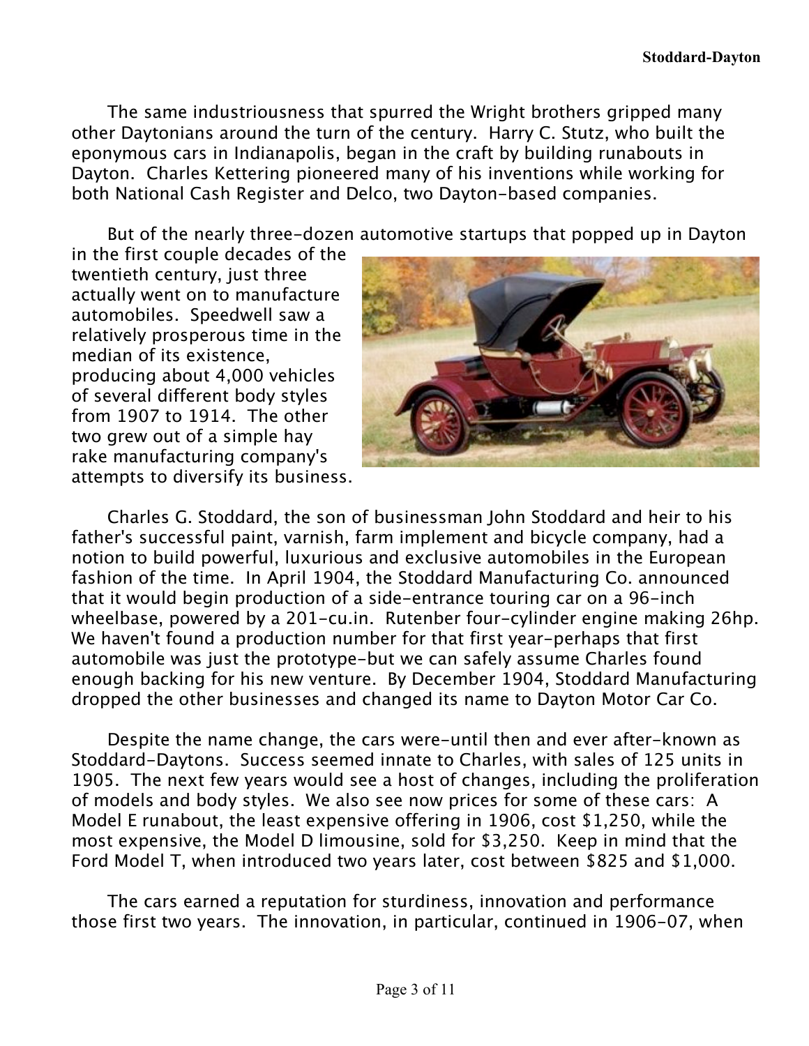The same industriousness that spurred the Wright brothers gripped many other Daytonians around the turn of the century. Harry C. Stutz, who built the eponymous cars in Indianapolis, began in the craft by building runabouts in Dayton. Charles Kettering pioneered many of his inventions while working for both National Cash Register and Delco, two Dayton-based companies.

But of the nearly three-dozen automotive startups that popped up in Dayton in the first couple decades of the twentieth century, just three actually went on to manufacture automobiles. Speedwell saw a relatively prosperous time in the median of its existence, producing about 4,000 vehicles of several different body styles from 1907 to 1914. The other two grew out of a simple hay rake manufacturing company's attempts to diversify its business.

Charles G. Stoddard, the son of businessman John Stoddard and heir to his father's successful paint, varnish, farm implement and bicycle company, had a notion to build powerful, luxurious and exclusive automobiles in the European fashion of the time. In April 1904, the Stoddard Manufacturing Co. announced that it would begin production of a side-entrance touring car on a 96-inch wheelbase, powered by a 201-cu.in. Rutenber four-cylinder engine making 26hp. We haven't found a production number for that first year–perhaps that first automobile was just the prototype–but we can safely assume Charles found enough backing for his new venture. By December 1904, Stoddard Manufacturing dropped the other businesses and changed its name to Dayton Motor Car Co.

Despite the name change, the cars were–until then and ever after–known as Stoddard-Daytons. Success seemed innate to Charles, with sales of 125 units in 1905. The next few years would see a host of changes, including the proliferation of models and body styles. We also see now prices for some of these cars: A Model E runabout, the least expensive offering in 1906, cost $1,250, while the most expensive, the Model D limousine, sold for $3,250. Keep in mind that the Ford Model T, when introduced two years later, cost between $825 and $1,000.

The cars earned a reputation for sturdiness, innovation and performance those first two years. The innovation, in particular, continued in 1906-07, when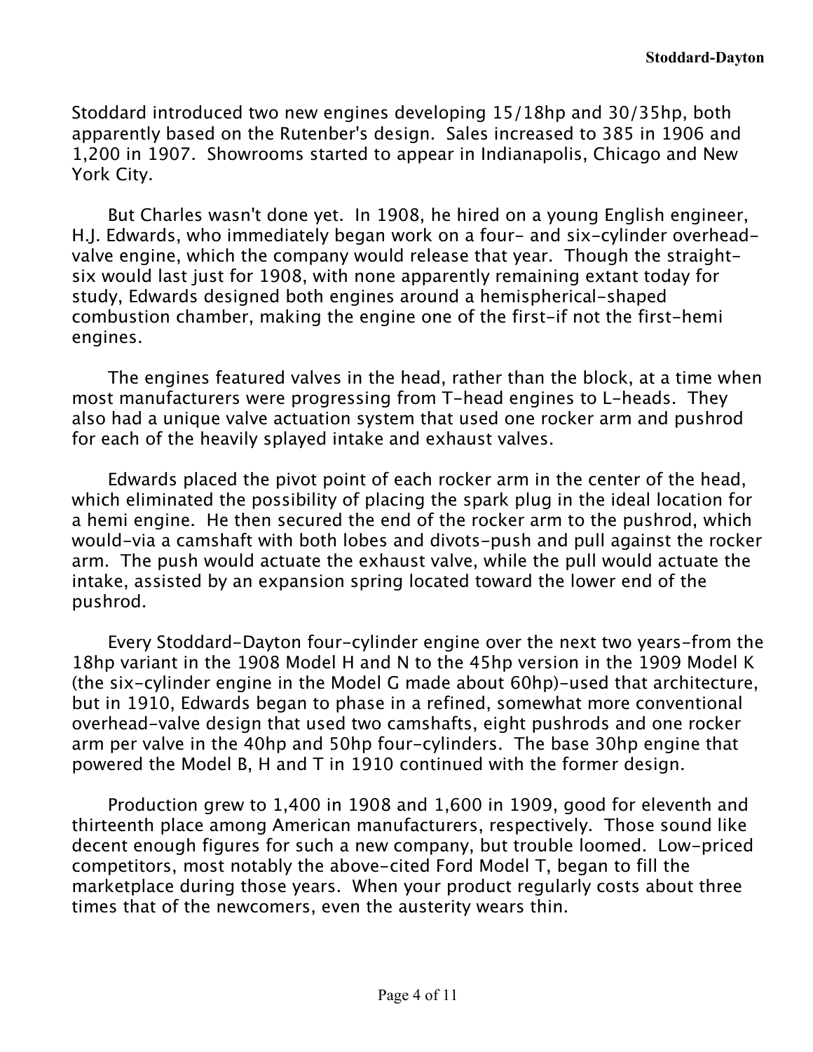Stoddard introduced two new engines developing 15/18hp and 30/35hp, both apparently based on the Rutenber's design. Sales increased to 385 in 1906 and 1,200 in 1907. Showrooms started to appear in Indianapolis, Chicago and New York City.

But Charles wasn't done yet. In 1908, he hired on a young English engineer, H.J. Edwards, who immediately began work on a four- and six-cylinder overhead-valve engine, which the company would release that year. Though the straight-six would last just for 1908, with none apparently remaining extant today for study, Edwards designed both engines around a hemispherical-shaped combustion chamber, making the engine one of the first-if not the first-hemi engines.

The engines featured valves in the head, rather than the block, at a time when most manufacturers were progressing from T-head engines to L-heads. They also had a unique valve actuation system that used one rocker arm and pushrod for each of the heavily splayed intake and exhaust valves.

Edwards placed the pivot point of each rocker arm in the center of the head, which eliminated the possibility of placing the spark plug in the ideal location for a hemi engine. He then secured the end of the rocker arm to the pushrod, which would-via a camshaft with both lobes and divots-push and pull against the rocker arm. The push would actuate the exhaust valve, while the pull would actuate the intake, assisted by an expansion spring located toward the lower end of the pushrod.

Every Stoddard-Dayton four-cylinder engine over the next two years-from the 18hp variant in the 1908 Model H and N to the 45hp version in the 1909 Model K (the six-cylinder engine in the Model G made about 60hp)-used that architecture, but in 1910, Edwards began to phase in a refined, somewhat more conventional overhead-valve design that used two camshafts, eight pushrods and one rocker arm per valve in the 40hp and 50hp four-cylinders. The base 30hp engine that powered the Model B, H and T in 1910 continued with the former design.

Production grew to 1,400 in 1908 and 1,600 in 1909, good for eleventh and thirteenth place among American manufacturers, respectively. Those sound like decent enough figures for such a new company, but trouble loomed. Low-priced competitors, most notably the above-cited Ford Model T, began to fill the marketplace during those years. When your product regularly costs about three times that of the newcomers, even the austerity wears thin.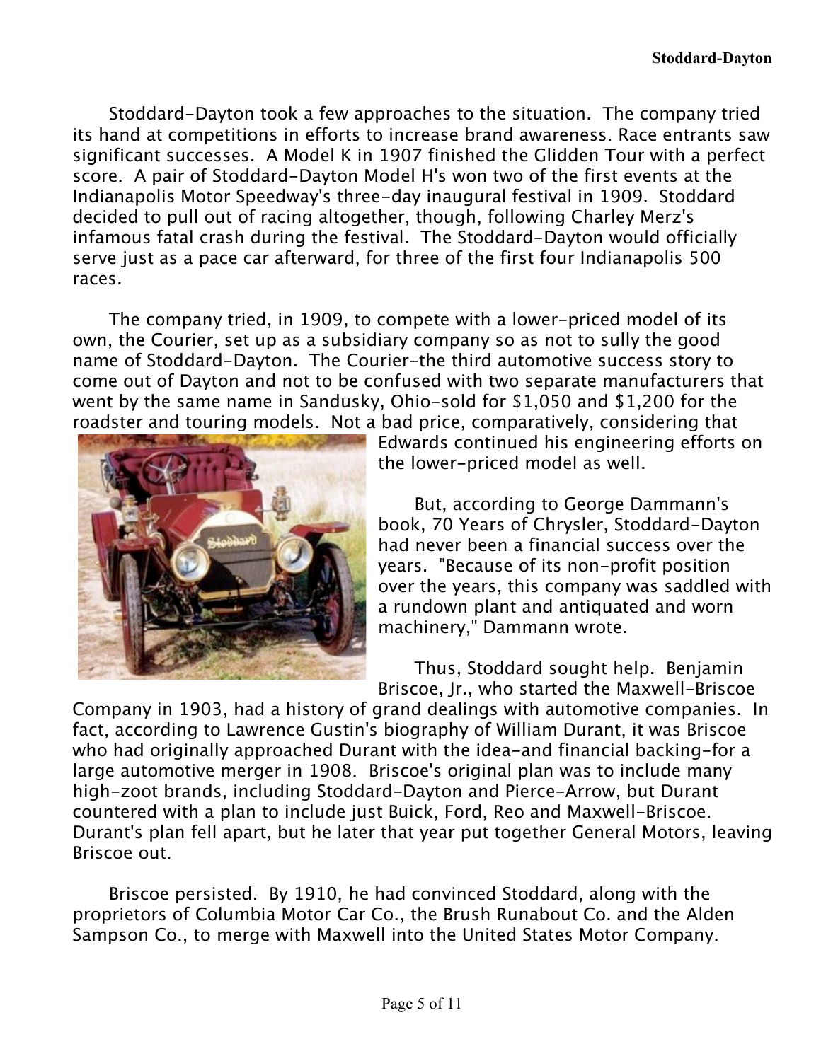Stoddard-Dayton took a few approaches to the situation. The company tried its hand at competitions in efforts to increase brand awareness. Race entrants saw significant successes. A Model K in 1907 finished the Glidden Tour with a perfect score. A pair of Stoddard-Dayton Model H's won two of the first events at the Indianapolis Motor Speedway's three-day inaugural festival in 1909. Stoddard decided to pull out of racing altogether, though, following Charley Merz's infamous fatal crash during the festival. The Stoddard-Dayton would officially serve just as a pace car afterward, for three of the first four Indianapolis 500 races.

The company tried, in 1909, to compete with a lower-priced model of its own, the Courier, set up as a subsidiary company so as not to sully the good name of Stoddard-Dayton. The Courier-the third automotive success story to come out of Dayton and not to be confused with two separate manufacturers that went by the same name in Sandusky, Ohio-sold for $1,050 and $1,200 for the roadster and touring models. Not a bad price, comparatively, considering that Edwards continued his engineering efforts on the lower-priced model as well.

But, according to George Dammann's book, 70 Years of Chrysler, Stoddard-Dayton had never been a financial success over the years. "Because of its non-profit position over the years, this company was saddled with a rundown plant and antiquated and worn machinery," Dammann wrote.

Thus, Stoddard sought help. Benjamin Briscoe, Jr., who started the Maxwell-Briscoe Company in 1903, had a history of grand dealings with automotive companies. In fact, according to Lawrence Gustin's biography of William Durant, it was Briscoe who had originally approached Durant with the idea-and financial backing-for a large automotive merger in 1908. Briscoe's original plan was to include many high-zoot brands, including Stoddard-Dayton and Pierce-Arrow, but Durant countered with a plan to include just Buick, Ford, Reo and Maxwell-Briscoe. Durant's plan fell apart, but he later that year put together General Motors, leaving Briscoe out.

Briscoe persisted. By 1910, he had convinced Stoddard, along with the proprietors of Columbia Motor Car Co., the Brush Runabout Co. and the Alden Sampson Co., to merge with Maxwell into the United States Motor Company.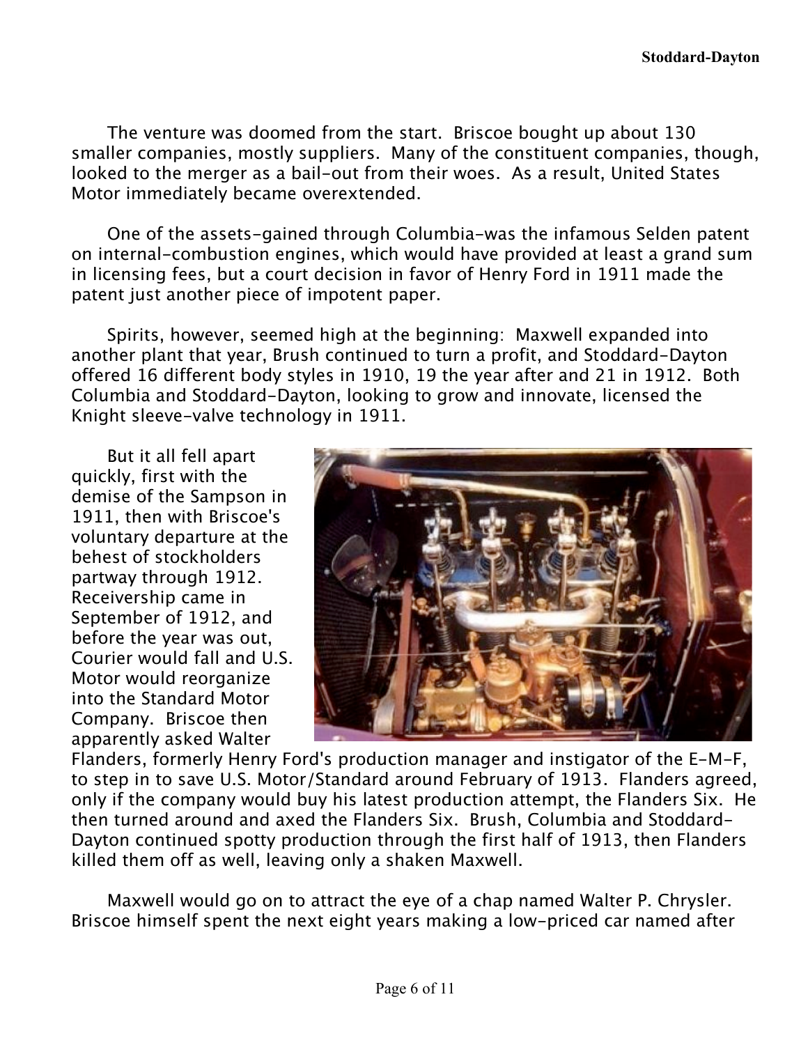The venture was doomed from the start. Briscoe bought up about 130 smaller companies, mostly suppliers. Many of the constituent companies, though, looked to the merger as a bail-out from their woes. As a result, United States Motor immediately became overextended.

One of the assets–gained through Columbia–was the infamous Selden patent on internal-combustion engines, which would have provided at least a grand sum in licensing fees, but a court decision in favor of Henry Ford in 1911 made the patent just another piece of impotent paper.

Spirits, however, seemed high at the beginning: Maxwell expanded into another plant that year, Brush continued to turn a profit, and Stoddard-Dayton offered 16 different body styles in 1910, 19 the year after and 21 in 1912. Both Columbia and Stoddard-Dayton, looking to grow and innovate, licensed the Knight sleeve-valve technology in 1911.

But it all fell apart quickly, first with the demise of the Sampson in 1911, then with Briscoe's voluntary departure at the behest of stockholders partway through 1912. Receivership came in September of 1912, and before the year was out, Courier would fall and U.S. Motor would reorganize into the Standard Motor Company. Briscoe then apparently asked Walter Flanders, formerly Henry Ford's production manager and instigator of the E-M-F, to step in to save U.S. Motor/Standard around February of 1913. Flanders agreed, only if the company would buy his latest production attempt, the Flanders Six. He then turned around and axed the Flanders Six. Brush, Columbia and Stoddard-Dayton continued spotty production through the first half of 1913, then Flanders killed them off as well, leaving only a shaken Maxwell.

Maxwell would go on to attract the eye of a chap named Walter P. Chrysler. Briscoe himself spent the next eight years making a low-priced car named after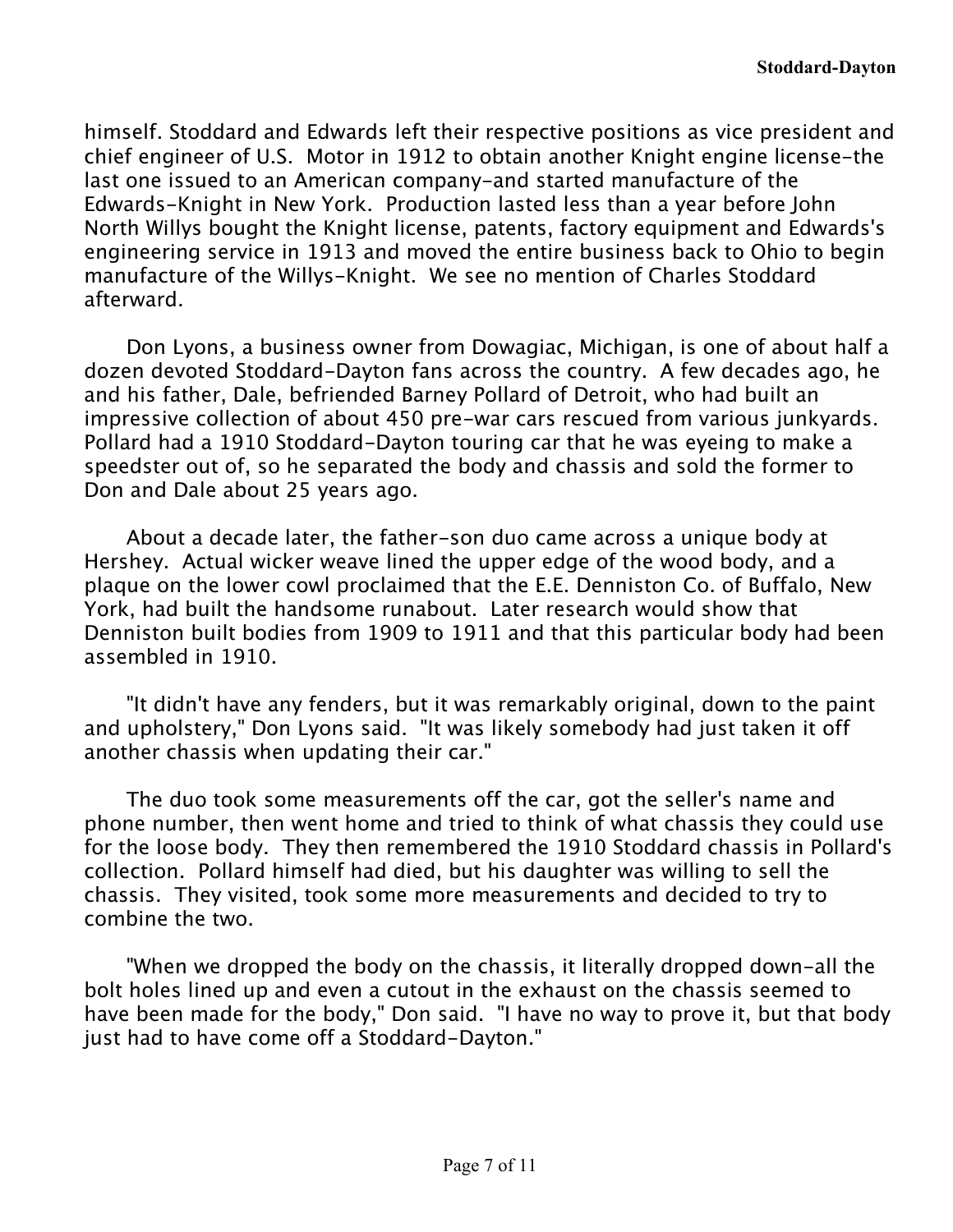himself. Stoddard and Edwards left their respective positions as vice president and chief engineer of U.S. Motor in 1912 to obtain another Knight engine license-the last one issued to an American company-and started manufacture of the Edwards-Knight in New York. Production lasted less than a year before John North Willys bought the Knight license, patents, factory equipment and Edwards's engineering service in 1913 and moved the entire business back to Ohio to begin manufacture of the Willys-Knight. We see no mention of Charles Stoddard afterward.

Don Lyons, a business owner from Dowagiac, Michigan, is one of about half a dozen devoted Stoddard-Dayton fans across the country. A few decades ago, he and his father, Dale, befriended Barney Pollard of Detroit, who had built an impressive collection of about 450 pre-war cars rescued from various junkyards. Pollard had a 1910 Stoddard-Dayton touring car that he was eyeing to make a speedster out of, so he separated the body and chassis and sold the former to Don and Dale about 25 years ago.

About a decade later, the father-son duo came across a unique body at Hershey. Actual wicker weave lined the upper edge of the wood body, and a plaque on the lower cowl proclaimed that the E.E. Denniston Co. of Buffalo, New York, had built the handsome runabout. Later research would show that Denniston built bodies from 1909 to 1911 and that this particular body had been assembled in 1910.

"It didn't have any fenders, but it was remarkably original, down to the paint and upholstery," Don Lyons said. "It was likely somebody had just taken it off another chassis when updating their car."

The duo took some measurements off the car, got the seller's name and phone number, then went home and tried to think of what chassis they could use for the loose body. They then remembered the 1910 Stoddard chassis in Pollard's collection. Pollard himself had died, but his daughter was willing to sell the chassis. They visited, took some more measurements and decided to try to combine the two.

"When we dropped the body on the chassis, it literally dropped down-all the bolt holes lined up and even a cutout in the exhaust on the chassis seemed to have been made for the body," Don said. "I have no way to prove it, but that body just had to have come off a Stoddard-Dayton."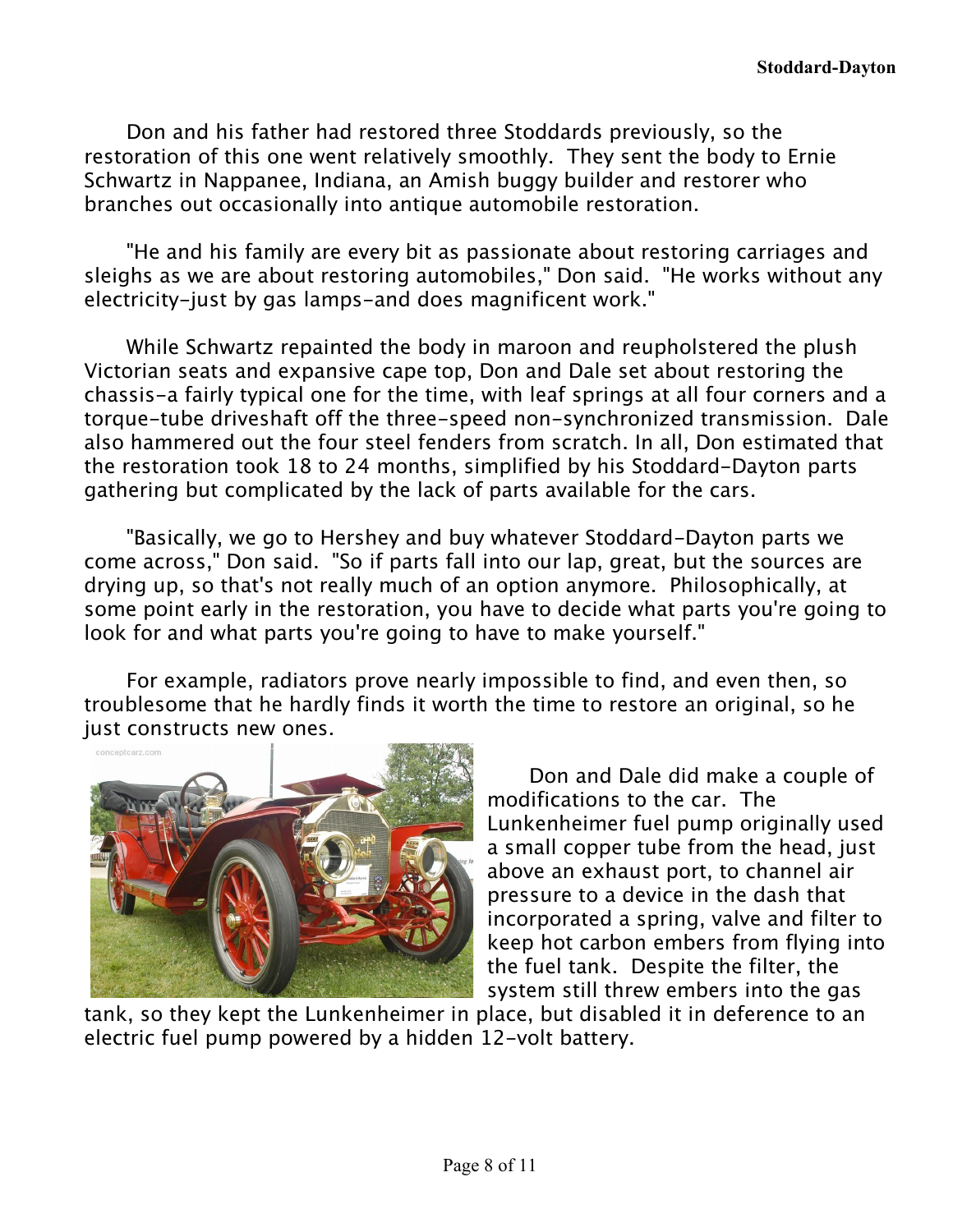Don and his father had restored three Stoddards previously, so the restoration of this one went relatively smoothly. They sent the body to Ernie Schwartz in Nappanee, Indiana, an Amish buggy builder and restorer who branches out occasionally into antique automobile restoration.

"He and his family are every bit as passionate about restoring carriages and sleighs as we are about restoring automobiles," Don said. "He works without any electricity–just by gas lamps–and does magnificent work."

While Schwartz repainted the body in maroon and reupholstered the plush Victorian seats and expansive cape top, Don and Dale set about restoring the chassis–a fairly typical one for the time, with leaf springs at all four corners and a torque-tube driveshaft off the three-speed non-synchronized transmission. Dale also hammered out the four steel fenders from scratch. In all, Don estimated that the restoration took 18 to 24 months, simplified by his Stoddard-Dayton parts gathering but complicated by the lack of parts available for the cars.

"Basically, we go to Hershey and buy whatever Stoddard-Dayton parts we come across," Don said. "So if parts fall into our lap, great, but the sources are drying up, so that's not really much of an option anymore. Philosophically, at some point early in the restoration, you have to decide what parts you're going to look for and what parts you're going to have to make yourself."

For example, radiators prove nearly impossible to find, and even then, so troublesome that he hardly finds it worth the time to restore an original, so he just constructs new ones.

Don and Dale did make a couple of modifications to the car. The Lunkenheimer fuel pump originally used a small copper tube from the head, just above an exhaust port, to channel air pressure to a device in the dash that incorporated a spring, valve and filter to keep hot carbon embers from flying into the fuel tank. Despite the filter, the system still threw embers into the gas tank, so they kept the Lunkenheimer in place, but disabled it in deference to an electric fuel pump powered by a hidden 12-volt battery.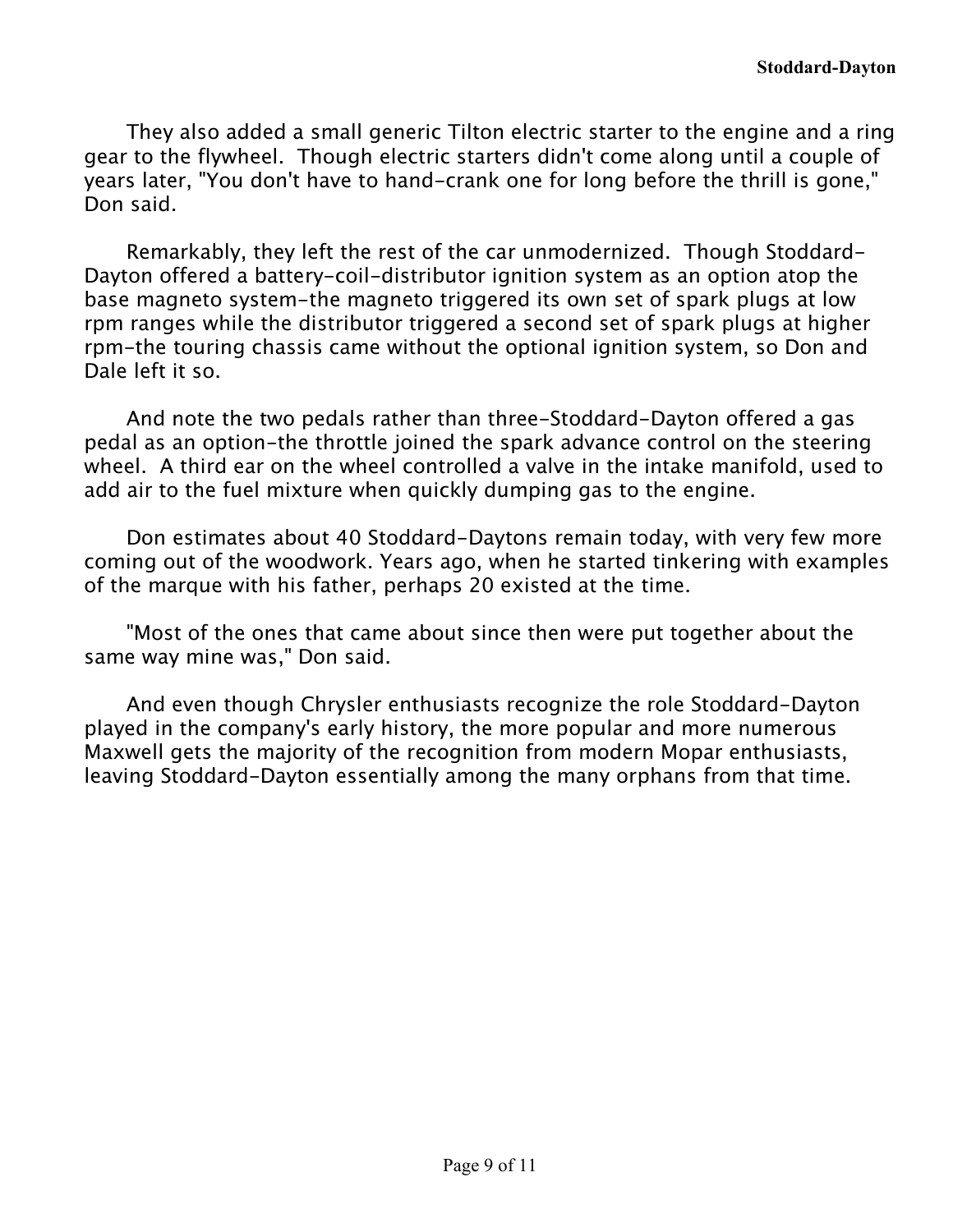They also added a small generic Tilton electric starter to the engine and a ring gear to the flywheel.  Though electric starters didn't come along until a couple of years later, "You don't have to hand-crank one for long before the thrill is gone," Don said.

Remarkably, they left the rest of the car unmodernized.  Though Stoddard-Dayton offered a battery-coil-distributor ignition system as an option atop the base magneto system–the magneto triggered its own set of spark plugs at low rpm ranges while the distributor triggered a second set of spark plugs at higher rpm–the touring chassis came without the optional ignition system, so Don and Dale left it so.

And note the two pedals rather than three–Stoddard-Dayton offered a gas pedal as an option–the throttle joined the spark advance control on the steering wheel.  A third ear on the wheel controlled a valve in the intake manifold, used to add air to the fuel mixture when quickly dumping gas to the engine.

Don estimates about 40 Stoddard-Daytons remain today, with very few more coming out of the woodwork. Years ago, when he started tinkering with examples of the marque with his father, perhaps 20 existed at the time.

"Most of the ones that came about since then were put together about the same way mine was," Don said.

And even though Chrysler enthusiasts recognize the role Stoddard-Dayton played in the company's early history, the more popular and more numerous Maxwell gets the majority of the recognition from modern Mopar enthusiasts, leaving Stoddard-Dayton essentially among the many orphans from that time.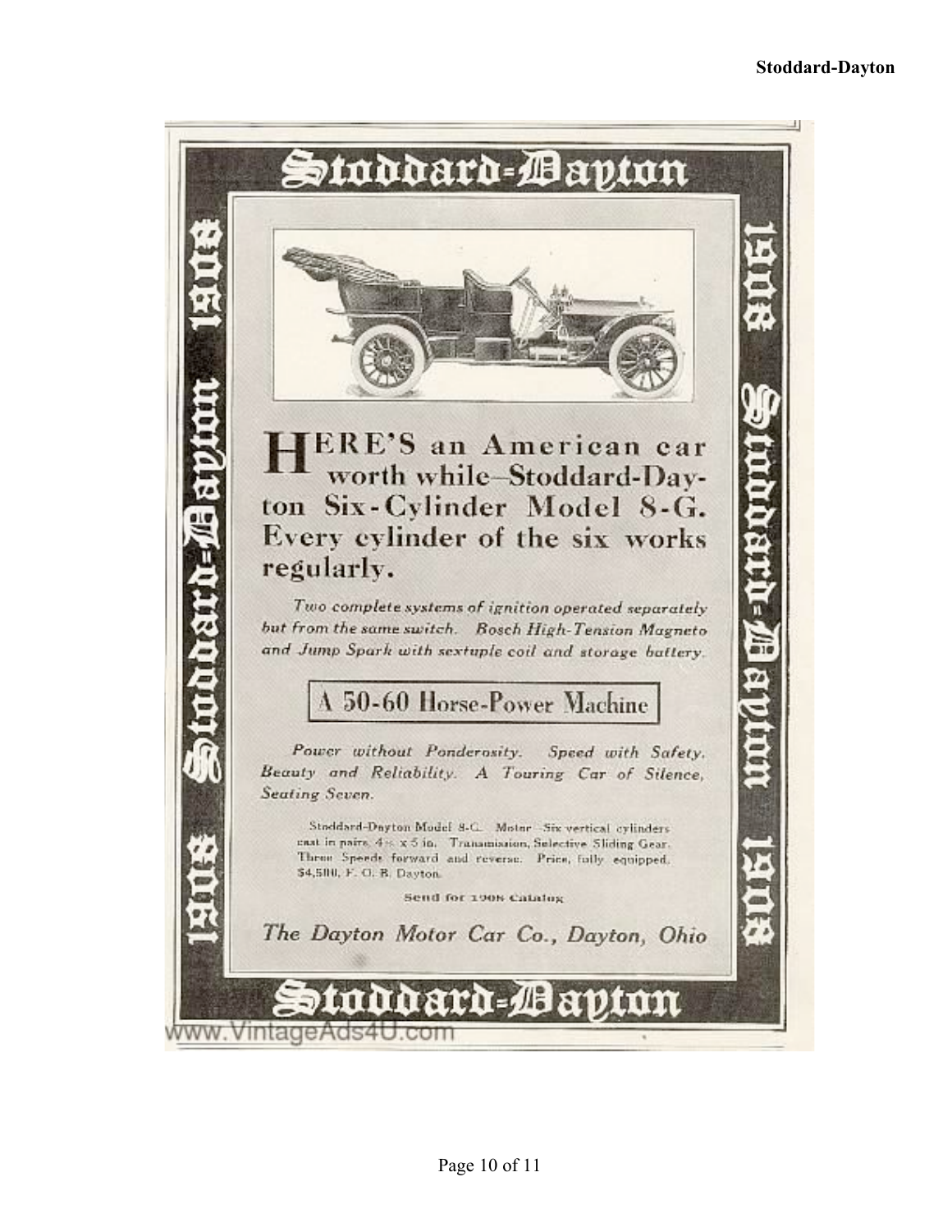# Stoddard-Dayton

1908 Stoddard-Dayton 1908

**HERE'S an American car worth while—Stoddard-Dayton Six-Cylinder Model 8-G. Every cylinder of the six works regularly.**

*Two complete systems of ignition operated separately but from the same switch. Bosch High-Tension Magneto and Jump Spark with sextuple coil and storage battery.*

**A 50-60 Horse-Power Machine**

*Power without Ponderosity. Speed with Safety. Beauty and Reliability. A Touring Car of Silence, Seating Seven.*

Stoddard-Dayton Model 8-G. Motor—Six vertical cylinders cast in pairs, 4½ x 5 in. Transmission, Selective Sliding Gear. Three Speeds forward and reverse. Price, fully equipped, $4,500, F. O. B. Dayton.

Send for 1908 Catalog

*The Dayton Motor Car Co., Dayton, Ohio*

# Stoddard-Dayton

www.VintageAds4U.com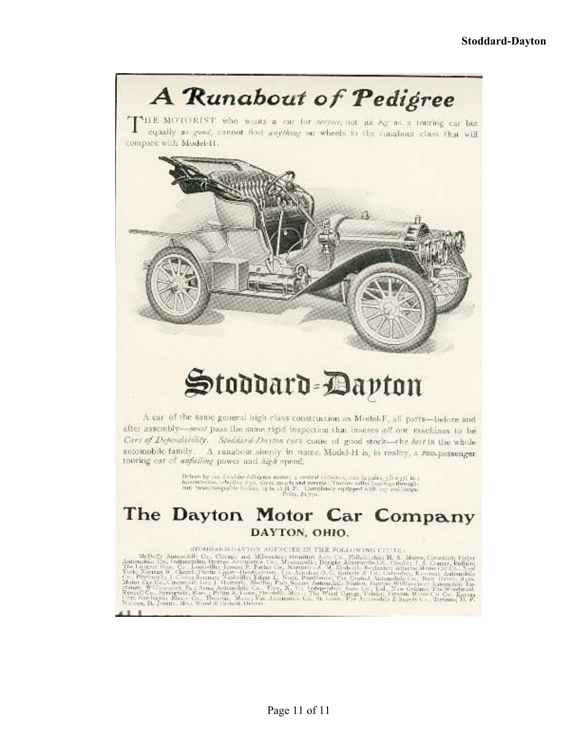# A Runabout of Pedigree

THE MOTORIST who wants a car for *service*, not as *big* as a touring car but equally as *good*, cannot find *anything* on wheels in the runabout class that will compare with Model-H.

# Stoddard-Dayton

A car of the same general high class construction as Model-F, all parts—before and after assembly—*must* pass the same rigid inspection that insures *all* our machines to be *Cars of Dependability*. *Stoddard-Dayton* cars come of good stock—the *best* in the whole automobile family. A runabout simply in name, Model-H is, in reality, a *two*-passenger touring car of *unfailing* power and *high* speed.

Driven by our *Stoddard-Dayton* motor: 4 vertical cylinders, cast in pairs, 3⅞ x 3¾ in.; transmission, selective type, three speeds and reverse. Thirteen roller bearings throughout; interchangeable brakes, 25 to 28 H. P. Completely equipped with top and lamps. Price, $1,750.

## The Dayton Motor Car Company

### DAYTON, OHIO.

STODDARD-DAYTON AGENCIES IN THE FOLLOWING CITIES:

McDuffy Automobile Co., Chicago and Milwaukee; Hamilton Auto Co., Philadelphia; H. S. Moore, Cleveland; Fisher Automobile Co., Indianapolis; Haynes Automobile Co., Minneapolis; Deright Automobile Co., Omaha; J. A. Cramer, Buffalo; The Longest Bros. Co., Louisville; Jerome P. Parker Co., Memphis; A. M. Kimbrough, Rochester; Atlantic Motor Car Co., New York; Norman W. Church, Pacific Coast—Headquarters, Los Angeles; O. C. Roberts & Co., Columbus; Keystone Automobile Co., Pittsburgh; J. Cleves Symmes, Nashville; Edgar L. Nock, Providence; The Central Automobile Co., New Haven; Auto Motor Car Co., Cincinnati; Guy L. Harvard, Moolie; Park Square Automobile Station, Boston; Williamsport Automobile Exchange, Williamsport, Pa.; Acme Automobile Co., Troy, N. Y.; Independent Auto Co., Ltd., New Orleans; The Woodward-Reopell Co., Springfield, Mass.; Pitlin A. Lowe, Pittsfield, Mass.; The Ward Garage, Toledo; Erwin Motor Car Co., Kansas City; Burlington Motor Co., Holyoke, Mass.; Van Automobile Co., St. Louis; The Automobile & Supply Co., Toronto; H. P. Nelson, St. Joseph, Mo.; Ward & Bennett, Denver.